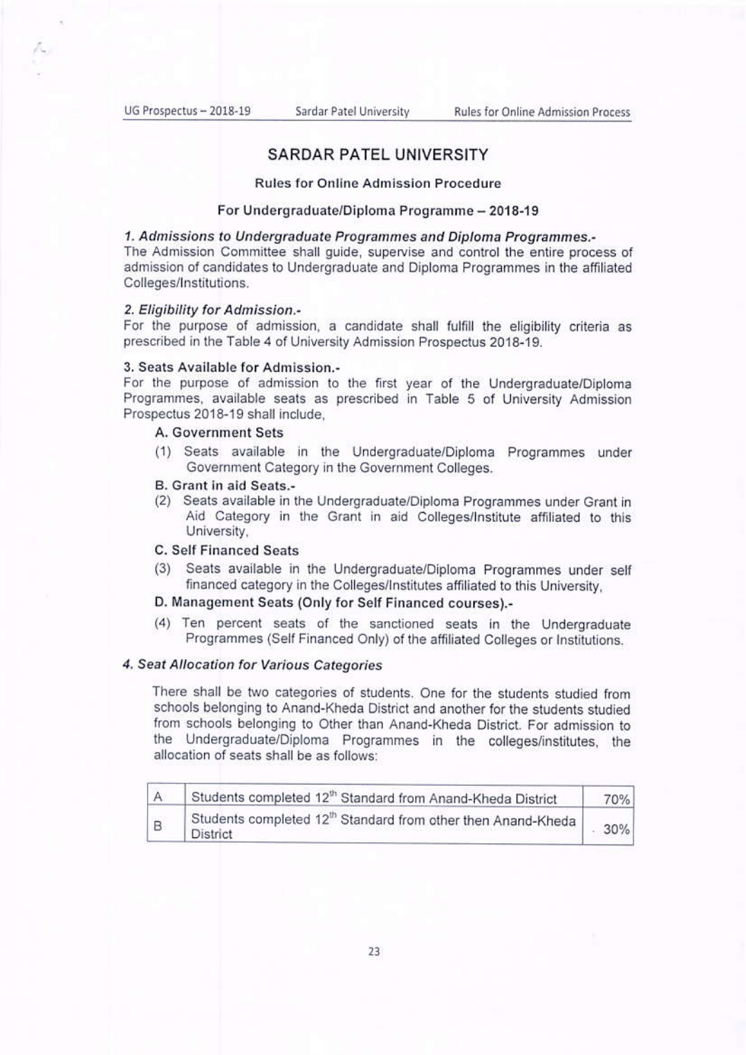# SARDAR PATEL UNIVERSITY

## Rules for Online Admission Procedure

## For Undergraduate/Diploma Programme – 2018-19

### *1. Admissions to Undergraduate Programmes and Diploma Programmes.-*

The Admission Committee shall guide, supervise and control the entire process of admission of candidates to Undergraduate and Diploma Programmes in the affiliated Colleges/Institutions.

### *2. Eligibility for Admission.-*

For the purpose of admission, a candidate shall fulfill the eligibility criteria as prescribed in the Table 4 of University Admission Prospectus 2018-19.

### 3. Seats Available for Admission.-

For the purpose of admission to the first year of the Undergraduate/Diploma Programmes, available seats as prescribed in Table 5 of University Admission Prospectus 2018-19 shall include,

**A. Government Sets**

(1) Seats available in the Undergraduate/Diploma Programmes under Government Category in the Government Colleges.

**B. Grant in aid Seats.-**

(2) Seats available in the Undergraduate/Diploma Programmes under Grant in Aid Category in the Grant in aid Colleges/Institute affiliated to this University,

**C. Self Financed Seats**

(3) Seats available in the Undergraduate/Diploma Programmes under self financed category in the Colleges/Institutes affiliated to this University,

**D. Management Seats (Only for Self Financed courses).-**

(4) Ten percent seats of the sanctioned seats in the Undergraduate Programmes (Self Financed Only) of the affiliated Colleges or Institutions.

### *4. Seat Allocation for Various Categories*

There shall be two categories of students. One for the students studied from schools belonging to Anand-Kheda District and another for the students studied from schools belonging to Other than Anand-Kheda District. For admission to the Undergraduate/Diploma Programmes in the colleges/institutes, the allocation of seats shall be as follows:

| | | |
|---|---|---|
| A | Students completed 12th Standard from Anand-Kheda District | 70% |
| B | Students completed 12th Standard from other then Anand-Kheda District | 30% |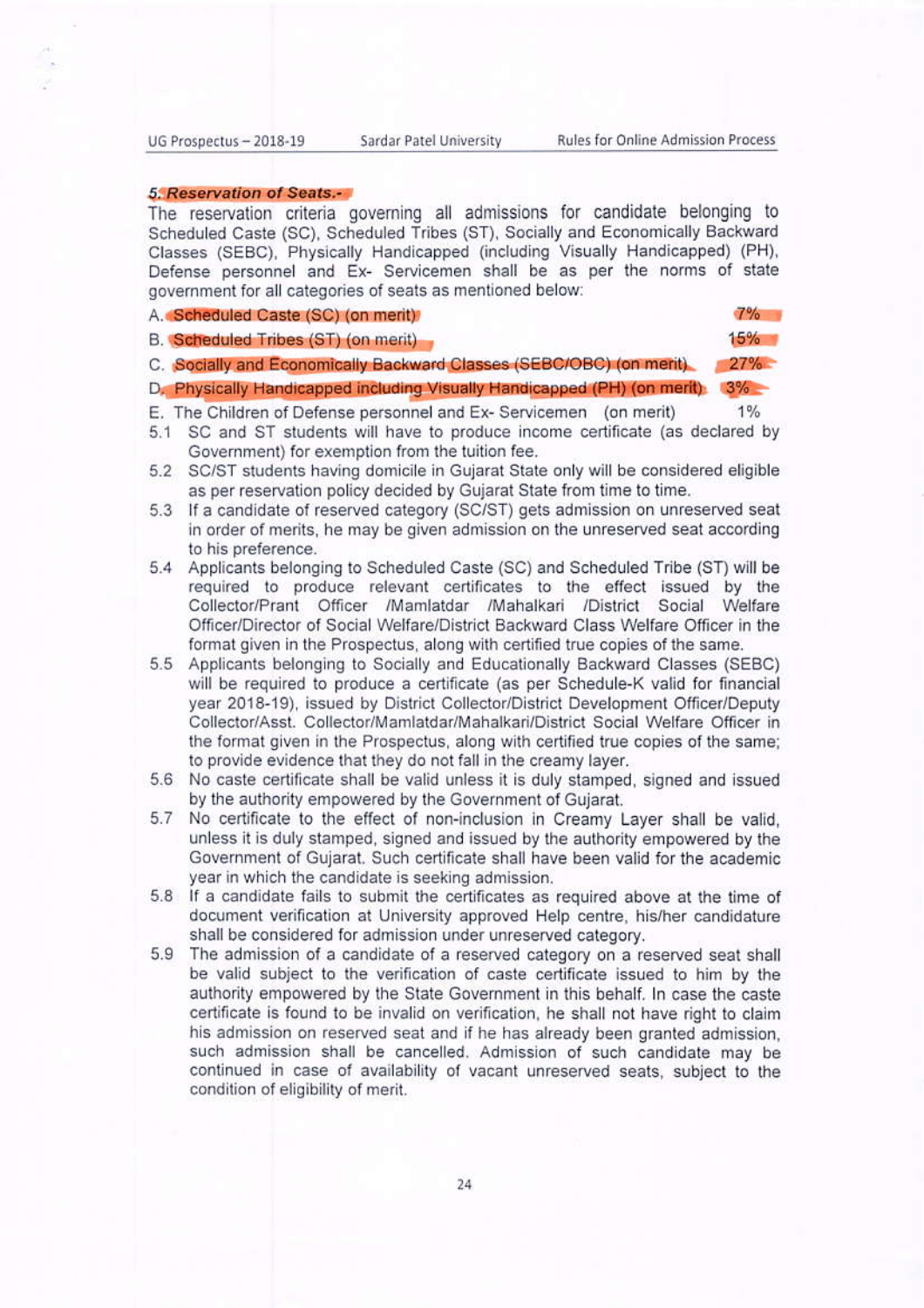### *5. Reservation of Seats.-*

The reservation criteria governing all admissions for candidate belonging to Scheduled Caste (SC), Scheduled Tribes (ST), Socially and Economically Backward Classes (SEBC), Physically Handicapped (including Visually Handicapped) (PH), Defense personnel and Ex- Servicemen shall be as per the norms of state government for all categories of seats as mentioned below:

| | | |
|---|---|---|
| A. | Scheduled Caste (SC) (on merit) | 7% |
| B. | Scheduled Tribes (ST) (on merit) | 15% |
| C. | Socially and Economically Backward Classes (SEBC/OBC) (on merit) | 27% |
| D. | Physically Handicapped including Visually Handicapped (PH) (on merit) | 3% |
| E. | The Children of Defense personnel and Ex- Servicemen (on merit) | 1% |

5.1 SC and ST students will have to produce income certificate (as declared by Government) for exemption from the tuition fee.

5.2 SC/ST students having domicile in Gujarat State only will be considered eligible as per reservation policy decided by Gujarat State from time to time.

5.3 If a candidate of reserved category (SC/ST) gets admission on unreserved seat in order of merits, he may be given admission on the unreserved seat according to his preference.

5.4 Applicants belonging to Scheduled Caste (SC) and Scheduled Tribe (ST) will be required to produce relevant certificates to the effect issued by the Collector/Prant Officer /Mamlatdar /Mahalkari /District Social Welfare Officer/Director of Social Welfare/District Backward Class Welfare Officer in the format given in the Prospectus, along with certified true copies of the same.

5.5 Applicants belonging to Socially and Educationally Backward Classes (SEBC) will be required to produce a certificate (as per Schedule-K valid for financial year 2018-19), issued by District Collector/District Development Officer/Deputy Collector/Asst. Collector/Mamlatdar/Mahalkari/District Social Welfare Officer in the format given in the Prospectus, along with certified true copies of the same; to provide evidence that they do not fall in the creamy layer.

5.6 No caste certificate shall be valid unless it is duly stamped, signed and issued by the authority empowered by the Government of Gujarat.

5.7 No certificate to the effect of non-inclusion in Creamy Layer shall be valid, unless it is duly stamped, signed and issued by the authority empowered by the Government of Gujarat. Such certificate shall have been valid for the academic year in which the candidate is seeking admission.

5.8 If a candidate fails to submit the certificates as required above at the time of document verification at University approved Help centre, his/her candidature shall be considered for admission under unreserved category.

5.9 The admission of a candidate of a reserved category on a reserved seat shall be valid subject to the verification of caste certificate issued to him by the authority empowered by the State Government in this behalf. In case the caste certificate is found to be invalid on verification, he shall not have right to claim his admission on reserved seat and if he has already been granted admission, such admission shall be cancelled. Admission of such candidate may be continued in case of availability of vacant unreserved seats, subject to the condition of eligibility of merit.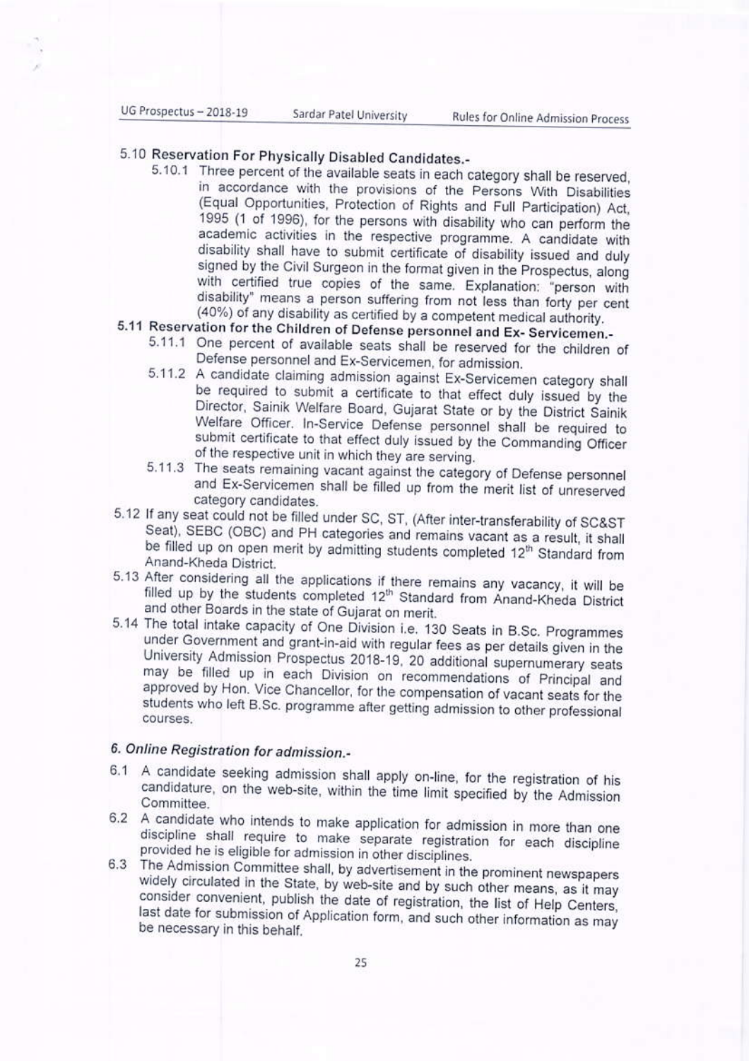### 5.10 Reservation For Physically Disabled Candidates.-

5.10.1 Three percent of the available seats in each category shall be reserved, in accordance with the provisions of the Persons With Disabilities (Equal Opportunities, Protection of Rights and Full Participation) Act, 1995 (1 of 1996), for the persons with disability who can perform the academic activities in the respective programme. A candidate with disability shall have to submit certificate of disability issued and duly signed by the Civil Surgeon in the format given in the Prospectus, along with certified true copies of the same. Explanation: "person with disability" means a person suffering from not less than forty per cent (40%) of any disability as certified by a competent medical authority.

### 5.11 Reservation for the Children of Defense personnel and Ex- Servicemen.-

5.11.1 One percent of available seats shall be reserved for the children of Defense personnel and Ex-Servicemen, for admission.

5.11.2 A candidate claiming admission against Ex-Servicemen category shall be required to submit a certificate to that effect duly issued by the Director, Sainik Welfare Board, Gujarat State or by the District Sainik Welfare Officer. In-Service Defense personnel shall be required to submit certificate to that effect duly issued by the Commanding Officer of the respective unit in which they are serving.

5.11.3 The seats remaining vacant against the category of Defense personnel and Ex-Servicemen shall be filled up from the merit list of unreserved category candidates.

5.12 If any seat could not be filled under SC, ST, (After inter-transferability of SC&ST Seat), SEBC (OBC) and PH categories and remains vacant as a result, it shall be filled up on open merit by admitting students completed 12th Standard from Anand-Kheda District.

5.13 After considering all the applications if there remains any vacancy, it will be filled up by the students completed 12th Standard from Anand-Kheda District and other Boards in the state of Gujarat on merit.

5.14 The total intake capacity of One Division i.e. 130 Seats in B.Sc. Programmes under Government and grant-in-aid with regular fees as per details given in the University Admission Prospectus 2018-19, 20 additional supernumerary seats may be filled up in each Division on recommendations of Principal and approved by Hon. Vice Chancellor, for the compensation of vacant seats for the students who left B.Sc. programme after getting admission to other professional courses.

## *6. Online Registration for admission.-*

6.1 A candidate seeking admission shall apply on-line, for the registration of his candidature, on the web-site, within the time limit specified by the Admission Committee.

6.2 A candidate who intends to make application for admission in more than one discipline shall require to make separate registration for each discipline provided he is eligible for admission in other disciplines.

6.3 The Admission Committee shall, by advertisement in the prominent newspapers widely circulated in the State, by web-site and by such other means, as it may consider convenient, publish the date of registration, the list of Help Centers, last date for submission of Application form, and such other information as may be necessary in this behalf.